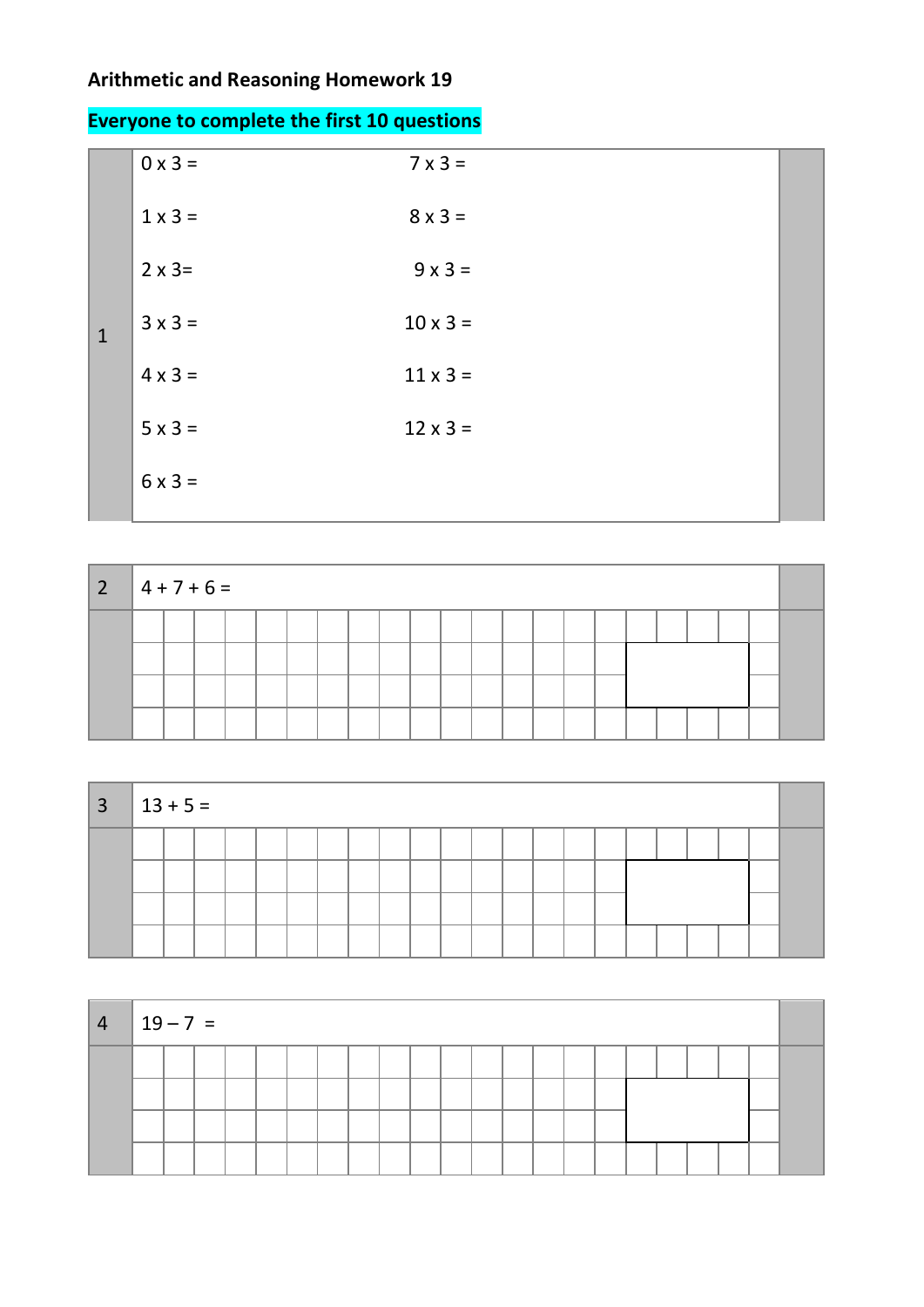**Arithmetic and Reasoning Homework 19**

**Everyone to complete the first 10 questions**

**1**

| | |
|---|---|
| 0 x 3 = | 7 x 3 = |
| 1 x 3 = | 8 x 3 = |
| 2 x 3= | 9 x 3 = |
| 3 x 3 = | 10 x 3 = |
| 4 x 3 = | 11 x 3 = |
| 5 x 3 = | 12 x 3 = |
| 6 x 3 = | |

**2** 4 + 7 + 6 =

**3** 13 + 5 =

**4** 19 – 7 =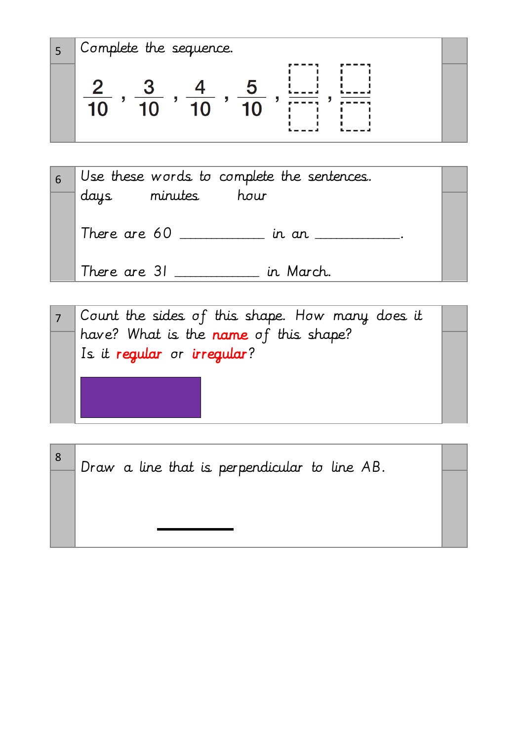**5** Complete the sequence.

$$\frac{2}{10}, \frac{3}{10}, \frac{4}{10}, \frac{5}{10}, \frac{\square}{\square}, \frac{\square}{\square}$$

**6** Use these words to complete the sentences.

days minutes hour

There are 60 ___________ in an ___________.

There are 31 ___________ in March.

**7** Count the sides of this shape. How many does it have? What is the **name** of this shape?

Is it **regular** or **irregular**?

**8** Draw a line that is perpendicular to line AB.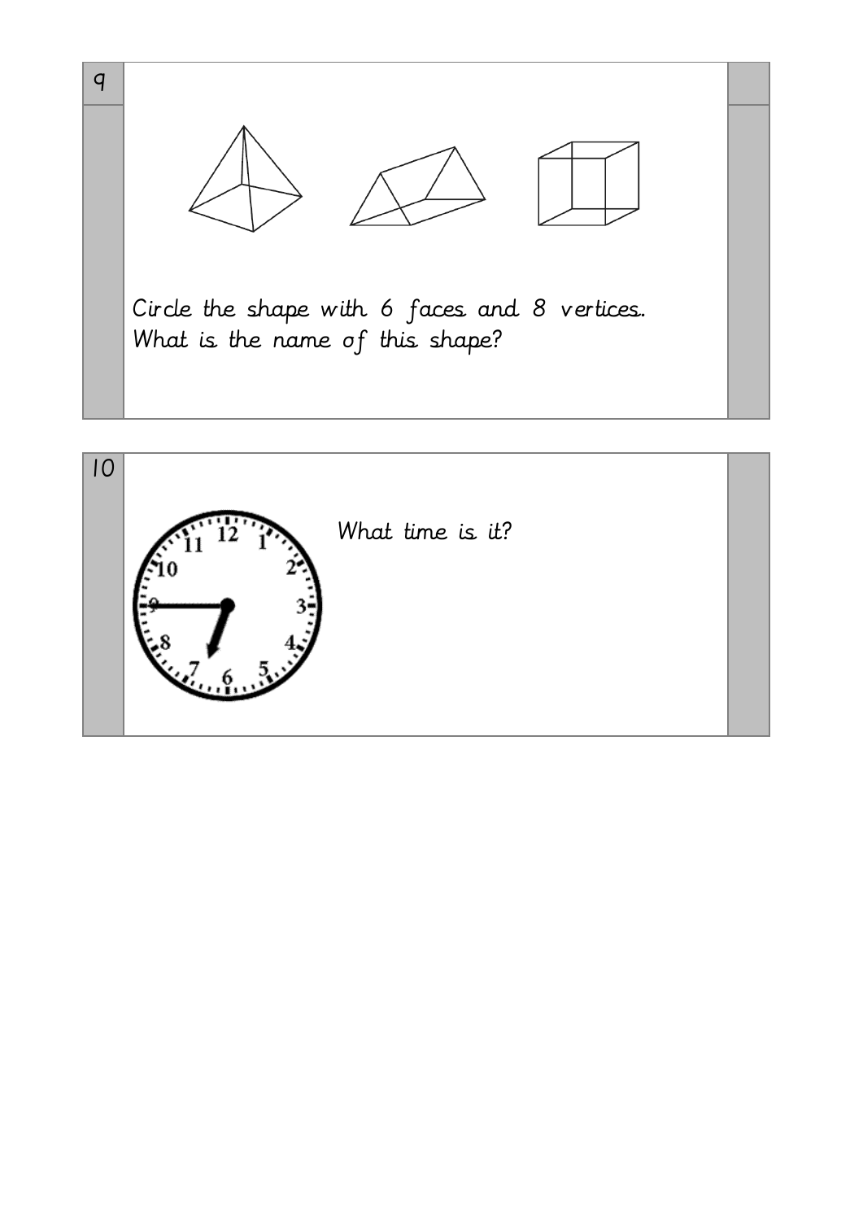9

Circle the shape with 6 faces and 8 vertices.
What is the name of this shape?

10

What time is it?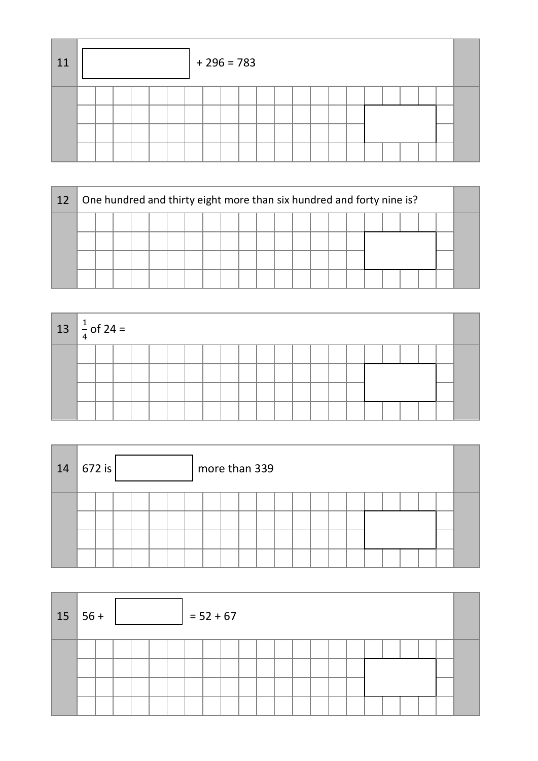**11** $\square + 296 = 783$

**12** One hundred and thirty eight more than six hundred and forty nine is?

**13** $\frac{1}{4}$ of 24 =

**14** 672 is $\square$ more than 339

**15** $56 + \square = 52 + 67$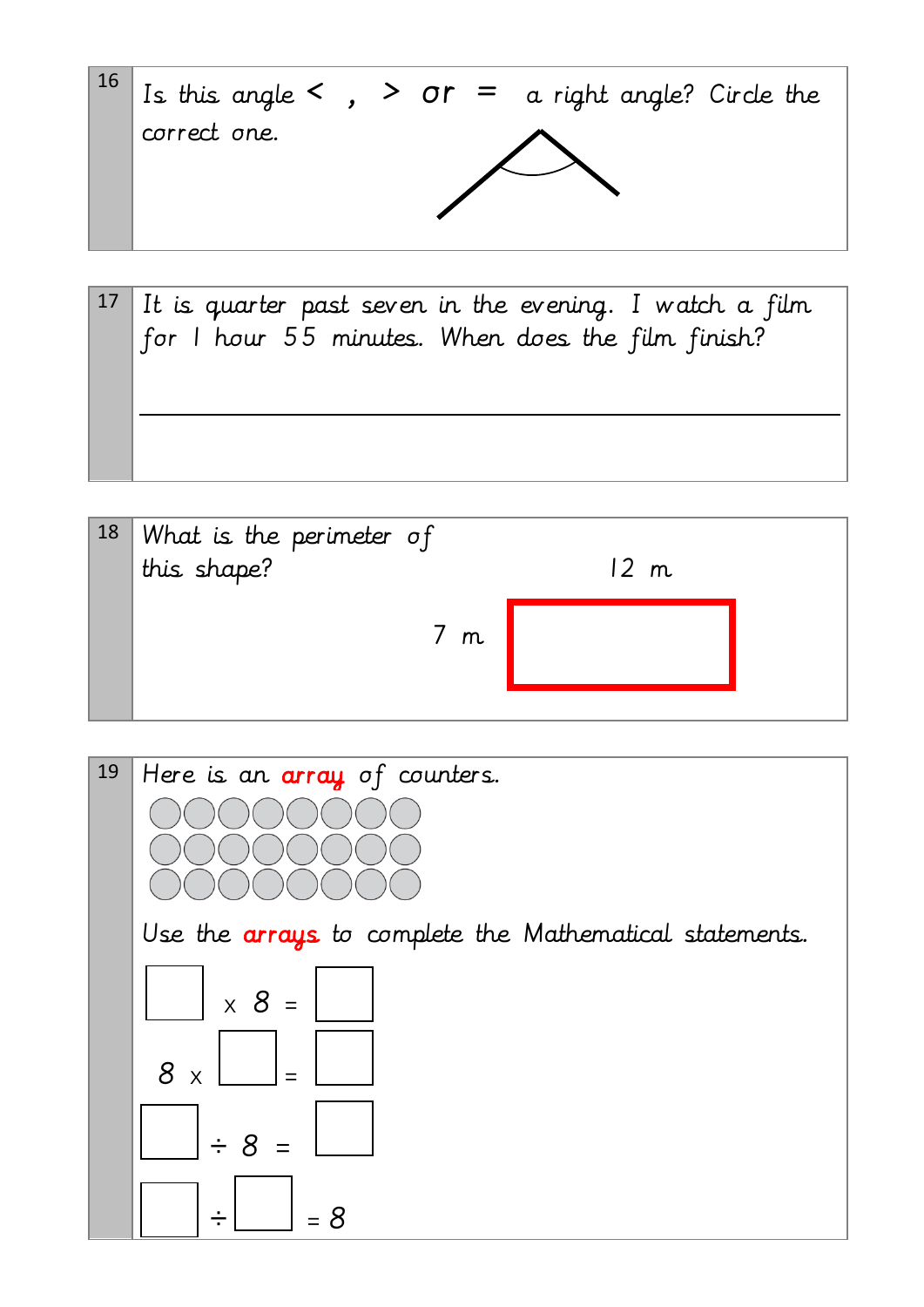**16**

Is this angle < , > or = a right angle? Circle the correct one.

---

**17**

It is quarter past seven in the evening. I watch a film for 1 hour 55 minutes. When does the film finish?

\_\_\_\_\_\_\_\_\_\_\_\_\_\_\_\_\_\_\_\_\_\_\_\_\_\_\_\_\_\_\_\_\_\_\_\_\_\_\_\_

---

**18**

What is the perimeter of this shape?

12 m

7 m

---

**19**

Here is an **array** of counters.

◯◯◯◯◯◯◯◯
◯◯◯◯◯◯◯◯
◯◯◯◯◯◯◯◯

Use the **arrays** to complete the Mathematical statements.

☐ x 8 = ☐

8 x ☐ = ☐

☐ ÷ 8 = ☐

☐ ÷ ☐ = 8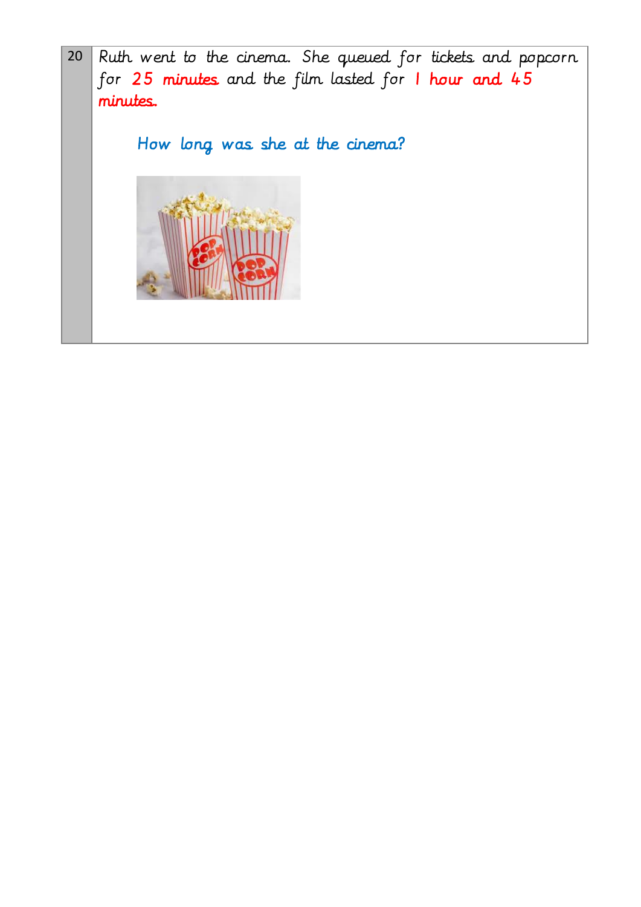| 20 | Ruth went to the cinema. She queued for tickets and popcorn for 25 minutes and the film lasted for 1 hour and 45 minutes.<br><br>How long was she at the cinema? |
|---|---|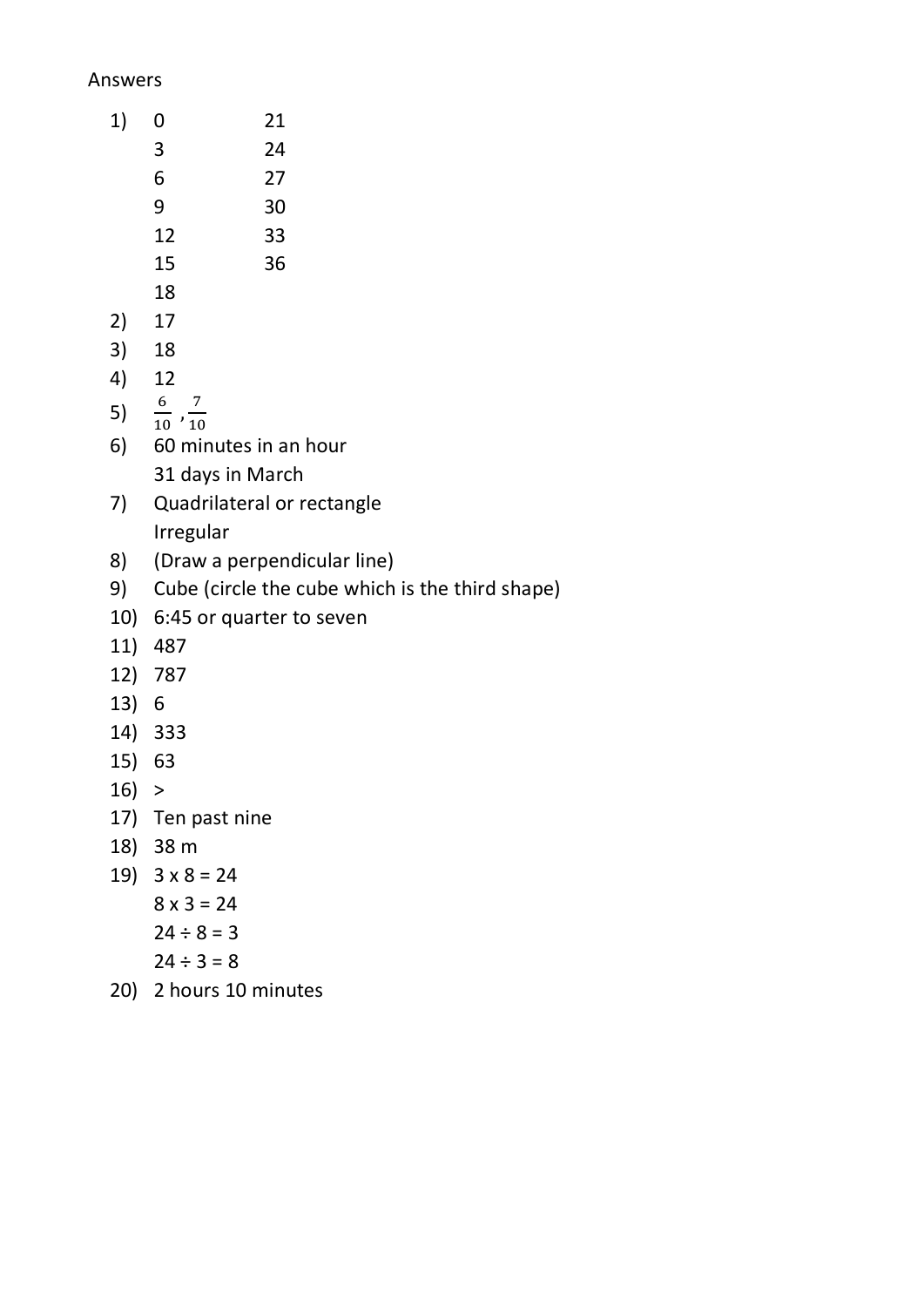Answers

1) 

| | |
|---|---|
| 0 | 21 |
| 3 | 24 |
| 6 | 27 |
| 9 | 30 |
| 12 | 33 |
| 15 | 36 |
| 18 | |

2) 17
3) 18
4) 12
5) $\frac{6}{10}$, $\frac{7}{10}$
6) 60 minutes in an hour
   31 days in March
7) Quadrilateral or rectangle
   Irregular
8) (Draw a perpendicular line)
9) Cube (circle the cube which is the third shape)
10) 6:45 or quarter to seven
11) 487
12) 787
13) 6
14) 333
15) 63
16) >
17) Ten past nine
18) 38 m
19) 3 x 8 = 24
    8 x 3 = 24
    24 ÷ 8 = 3
    24 ÷ 3 = 8
20) 2 hours 10 minutes